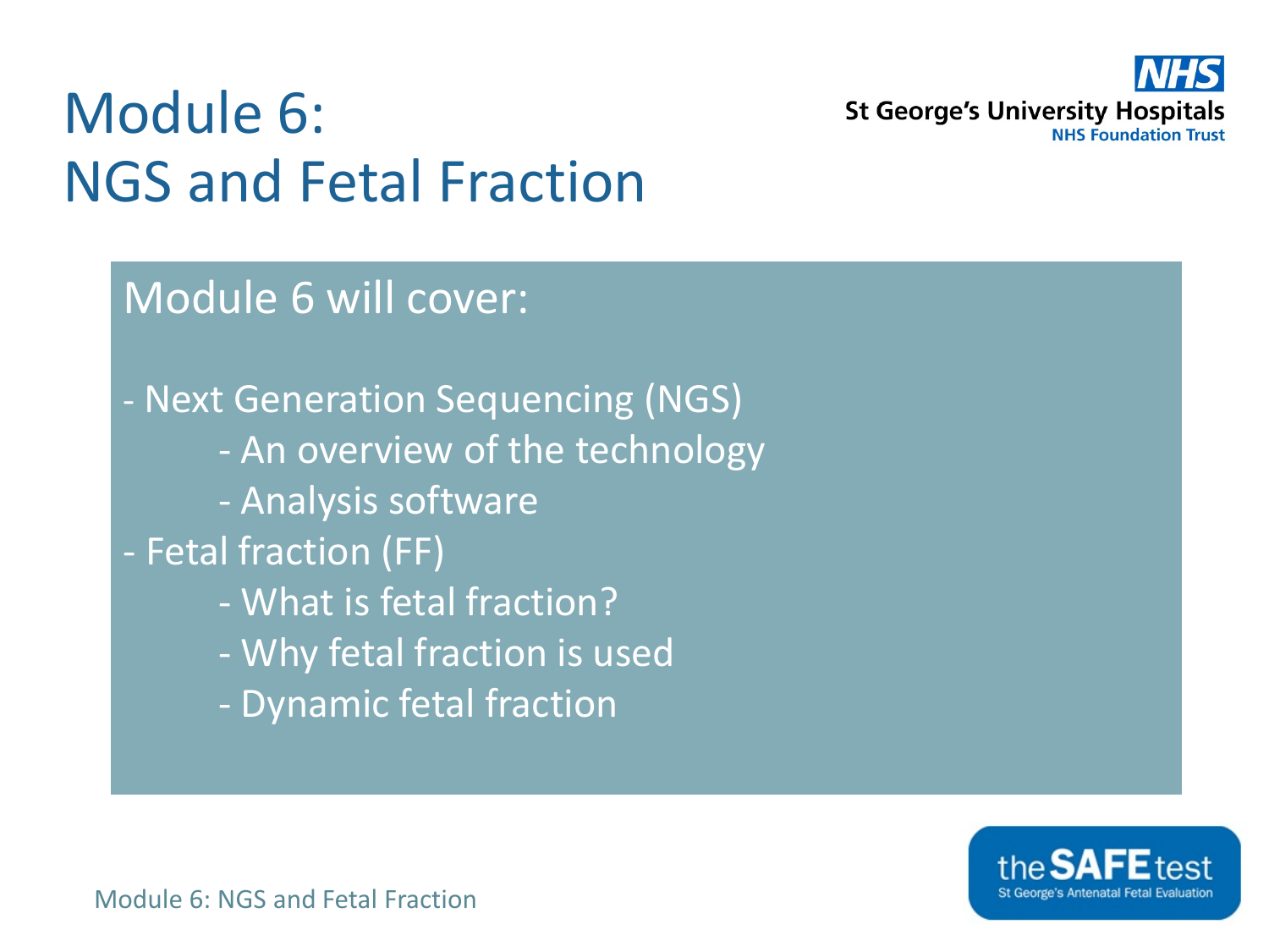# Module 6: NGS and Fetal Fraction

St George's University Hospitals NHS Foundation Trust

Module 6 will cover:

- Next Generation Sequencing (NGS)
    - An overview of the technology
    - Analysis software
- Fetal fraction (FF)
    - What is fetal fraction?
    - Why fetal fraction is used
    - Dynamic fetal fraction

the SAFE test – St George's Antenatal Fetal Evaluation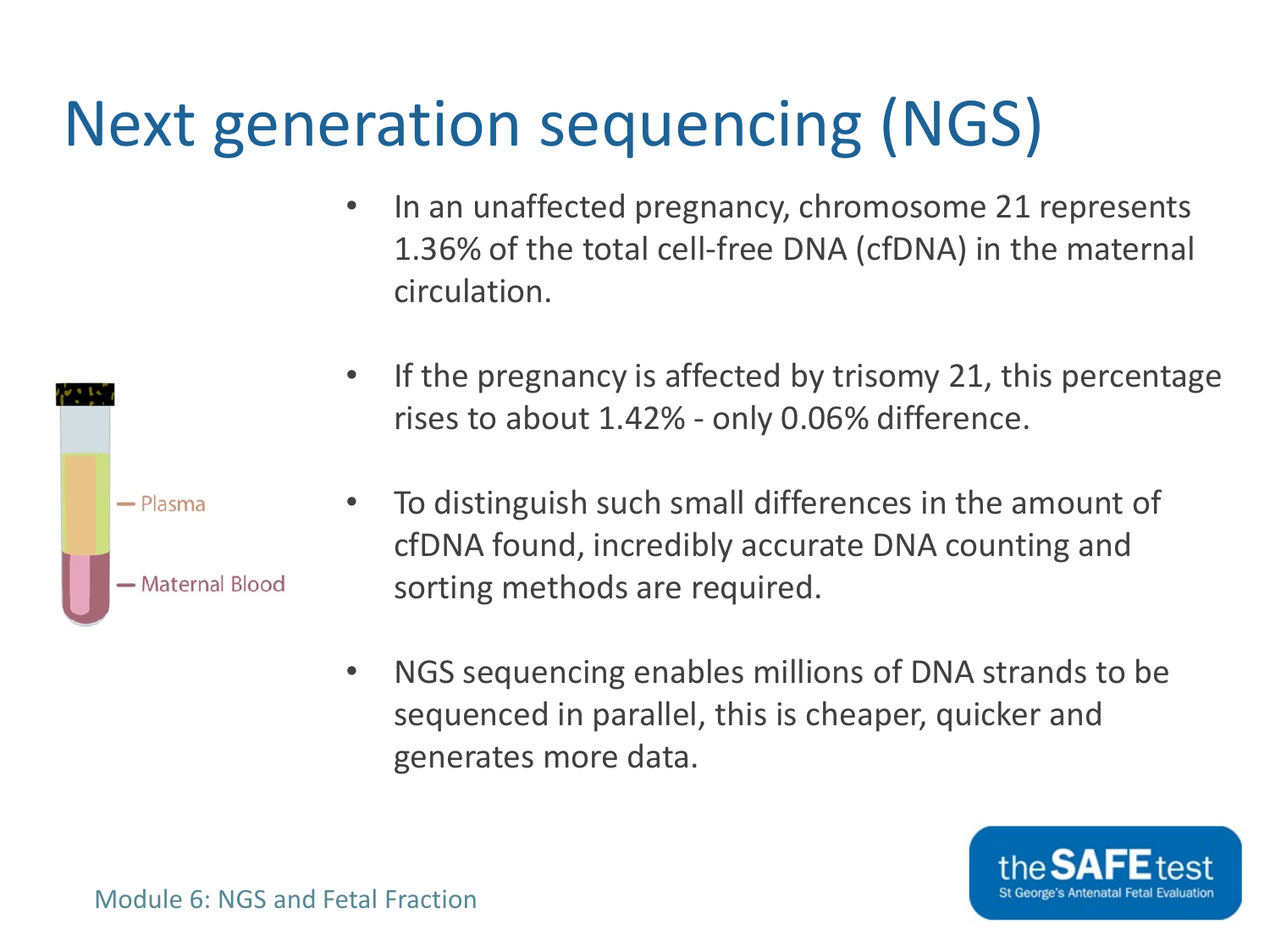# Next generation sequencing (NGS)

Plasma

Maternal Blood

- In an unaffected pregnancy, chromosome 21 represents 1.36% of the total cell-free DNA (cfDNA) in the maternal circulation.
- If the pregnancy is affected by trisomy 21, this percentage rises to about 1.42% - only 0.06% difference.
- To distinguish such small differences in the amount of cfDNA found, incredibly accurate DNA counting and sorting methods are required.
- NGS sequencing enables millions of DNA strands to be sequenced in parallel, this is cheaper, quicker and generates more data.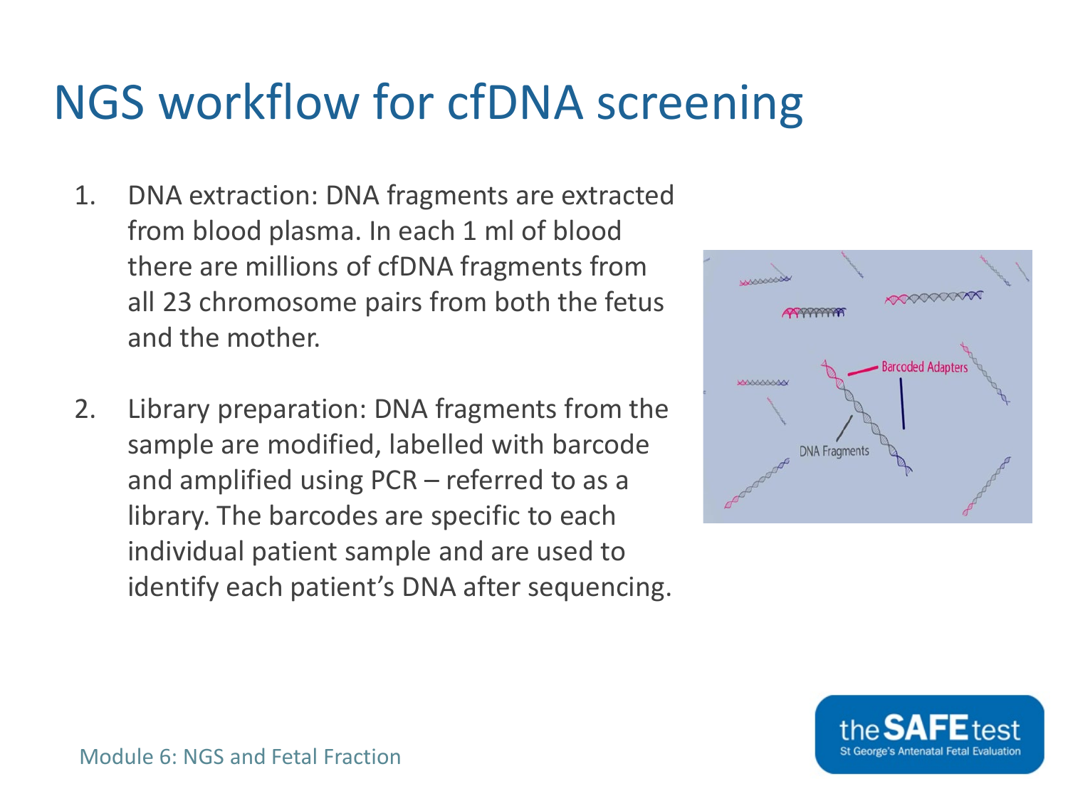# NGS workflow for cfDNA screening

1. DNA extraction: DNA fragments are extracted from blood plasma. In each 1 ml of blood there are millions of cfDNA fragments from all 23 chromosome pairs from both the fetus and the mother.

2. Library preparation: DNA fragments from the sample are modified, labelled with barcode and amplified using PCR – referred to as a library. The barcodes are specific to each individual patient sample and are used to identify each patient's DNA after sequencing.

Module 6: NGS and Fetal Fraction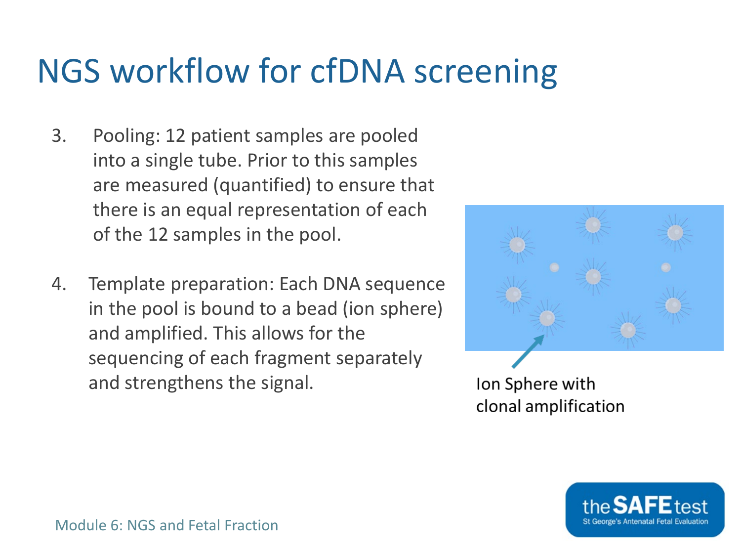# NGS workflow for cfDNA screening

3. Pooling: 12 patient samples are pooled into a single tube. Prior to this samples are measured (quantified) to ensure that there is an equal representation of each of the 12 samples in the pool.

4. Template preparation: Each DNA sequence in the pool is bound to a bead (ion sphere) and amplified. This allows for the sequencing of each fragment separately and strengthens the signal.

Ion Sphere with clonal amplification

Module 6: NGS and Fetal Fraction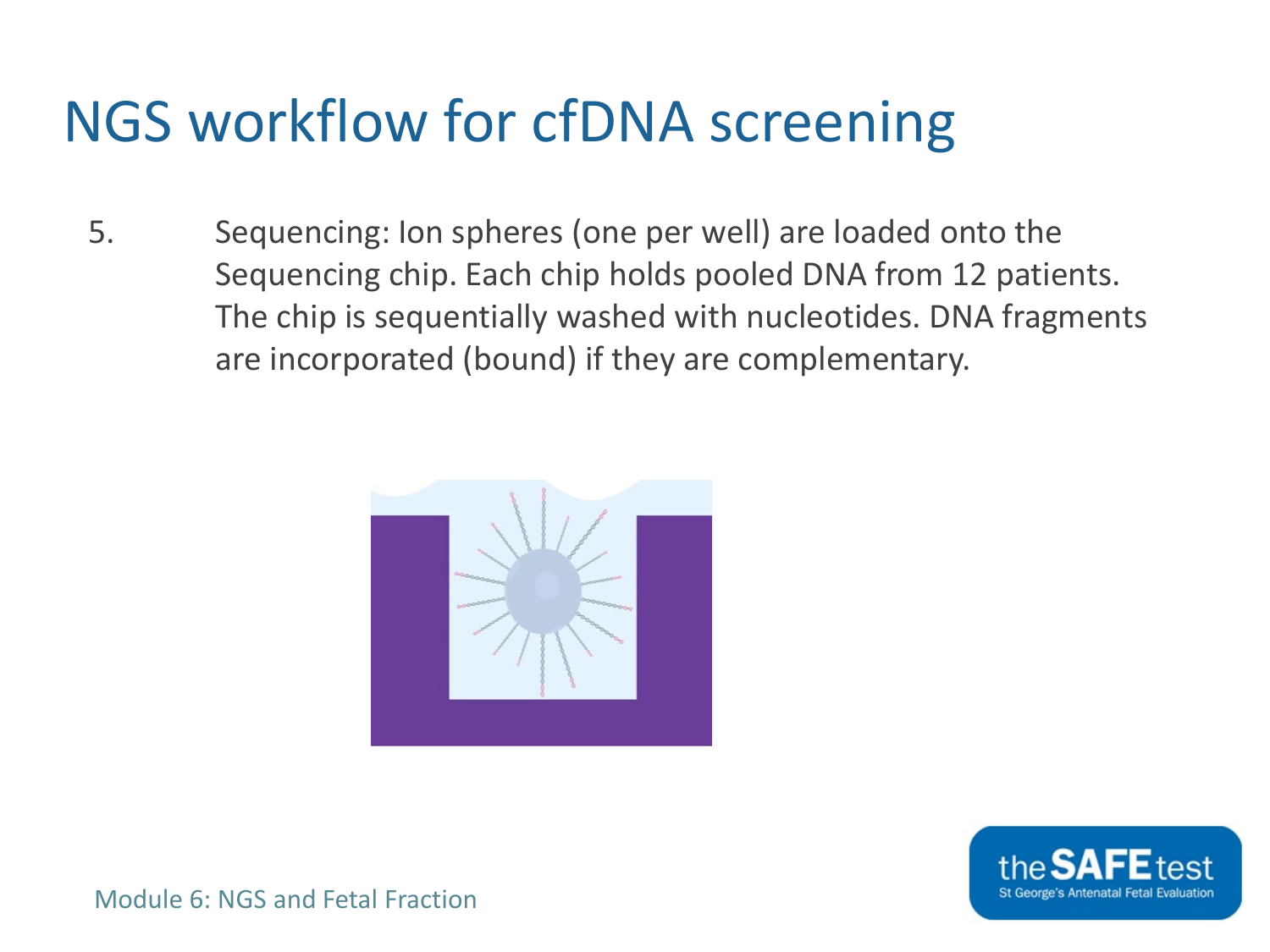# NGS workflow for cfDNA screening

5. Sequencing: Ion spheres (one per well) are loaded onto the Sequencing chip. Each chip holds pooled DNA from 12 patients. The chip is sequentially washed with nucleotides. DNA fragments are incorporated (bound) if they are complementary.

Module 6: NGS and Fetal Fraction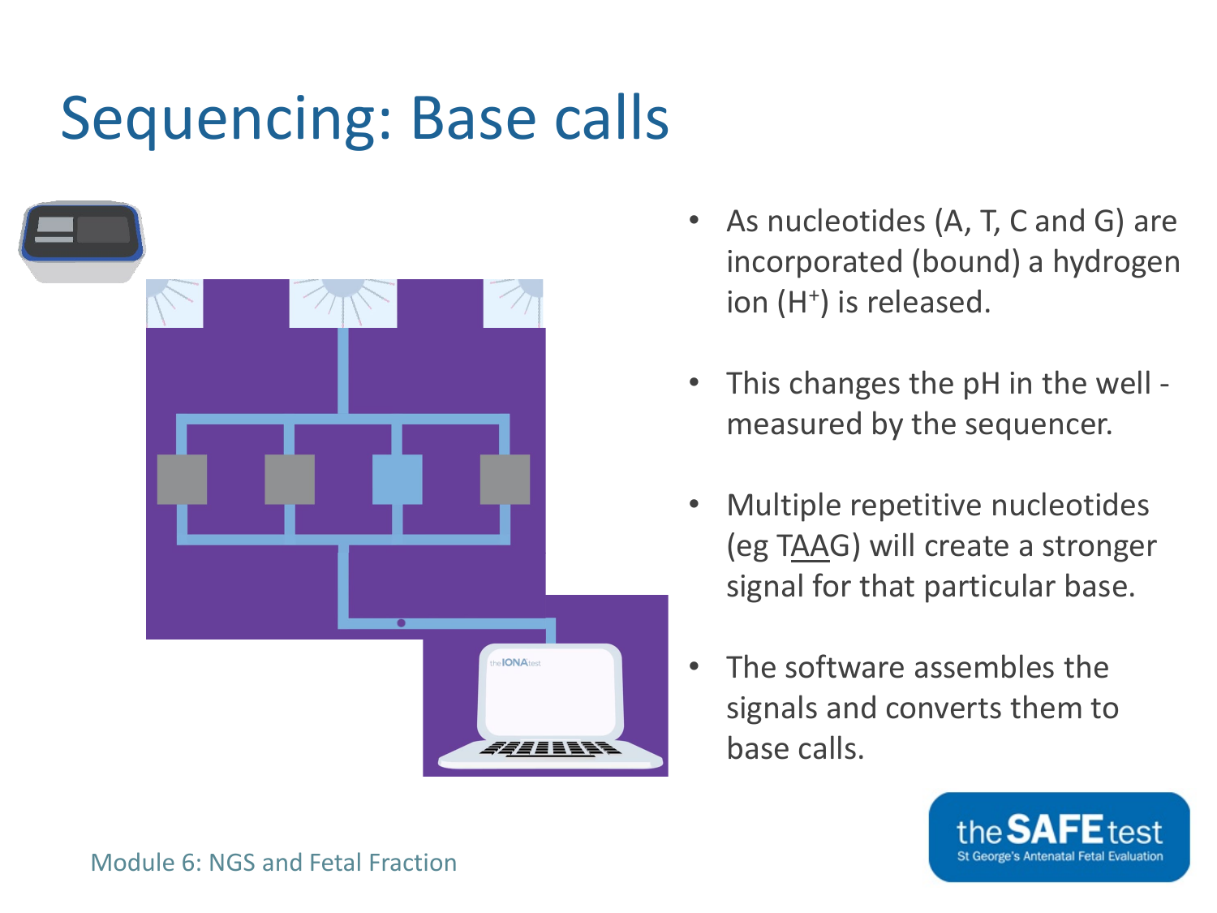# Sequencing: Base calls

- As nucleotides (A, T, C and G) are incorporated (bound) a hydrogen ion ($H^+$) is released.
- This changes the pH in the well - measured by the sequencer.
- Multiple repetitive nucleotides (eg TAAG) will create a stronger signal for that particular base.
- The software assembles the signals and converts them to base calls.

Module 6: NGS and Fetal Fraction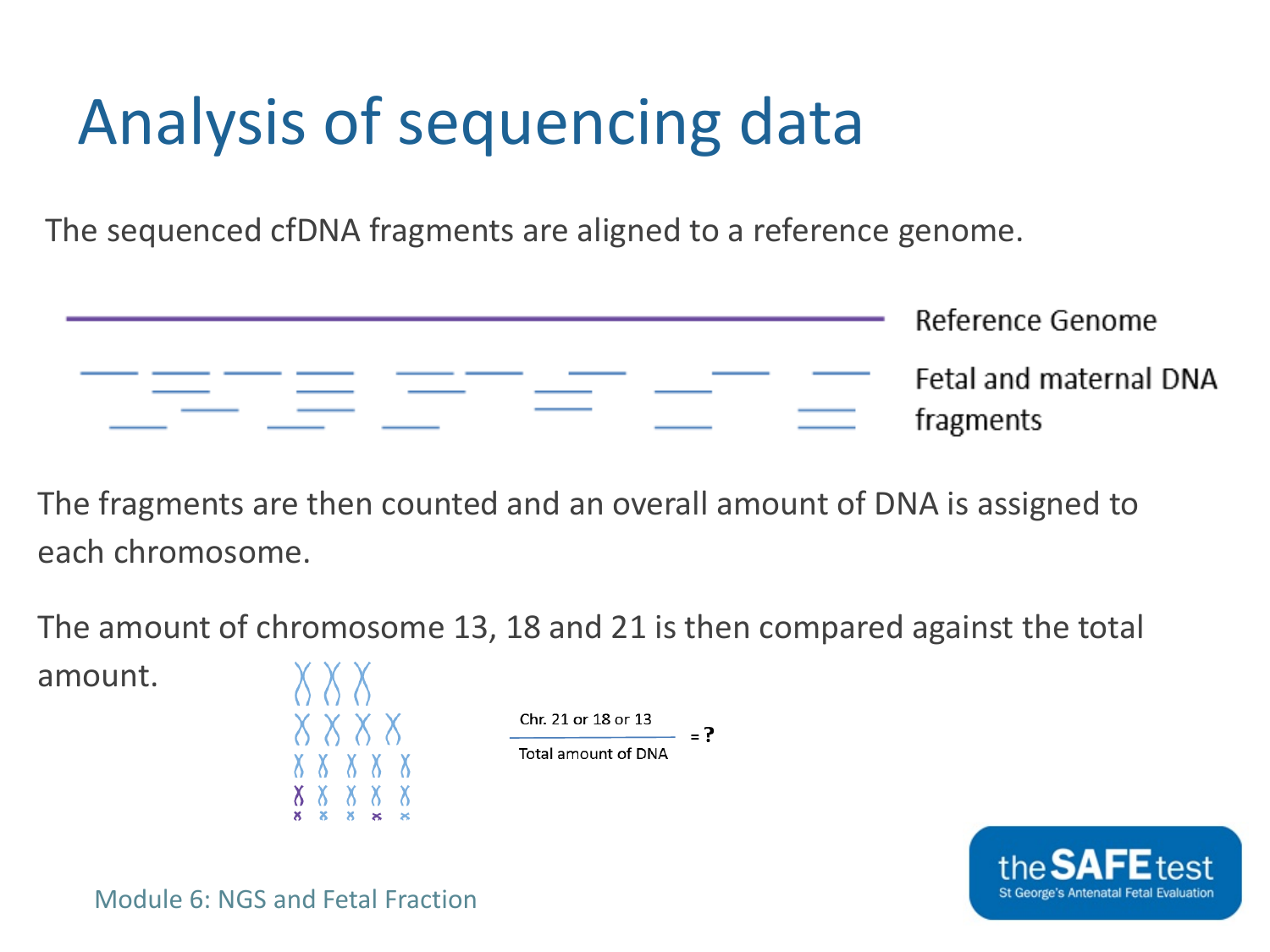# Analysis of sequencing data

The sequenced cfDNA fragments are aligned to a reference genome.

Reference Genome

Fetal and maternal DNA fragments

The fragments are then counted and an overall amount of DNA is assigned to each chromosome.

The amount of chromosome 13, 18 and 21 is then compared against the total amount.

$$\frac{\text{Chr. 21 or 18 or 13}}{\text{Total amount of DNA}} = ?$$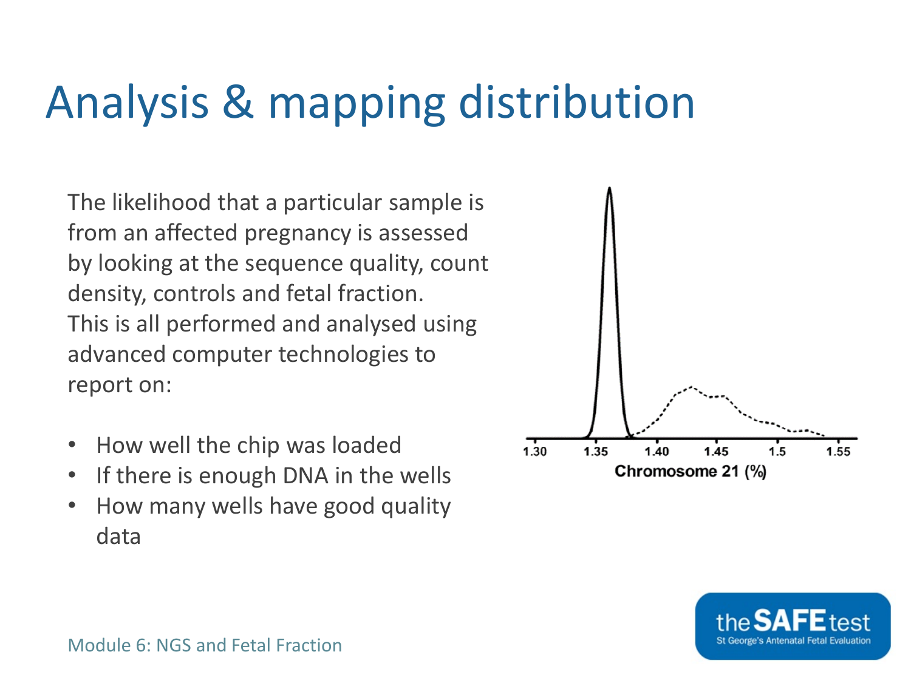# Analysis & mapping distribution

The likelihood that a particular sample is from an affected pregnancy is assessed by looking at the sequence quality, count density, controls and fetal fraction. This is all performed and analysed using advanced computer technologies to report on:

- How well the chip was loaded
- If there is enough DNA in the wells
- How many wells have good quality data

Module 6: NGS and Fetal Fraction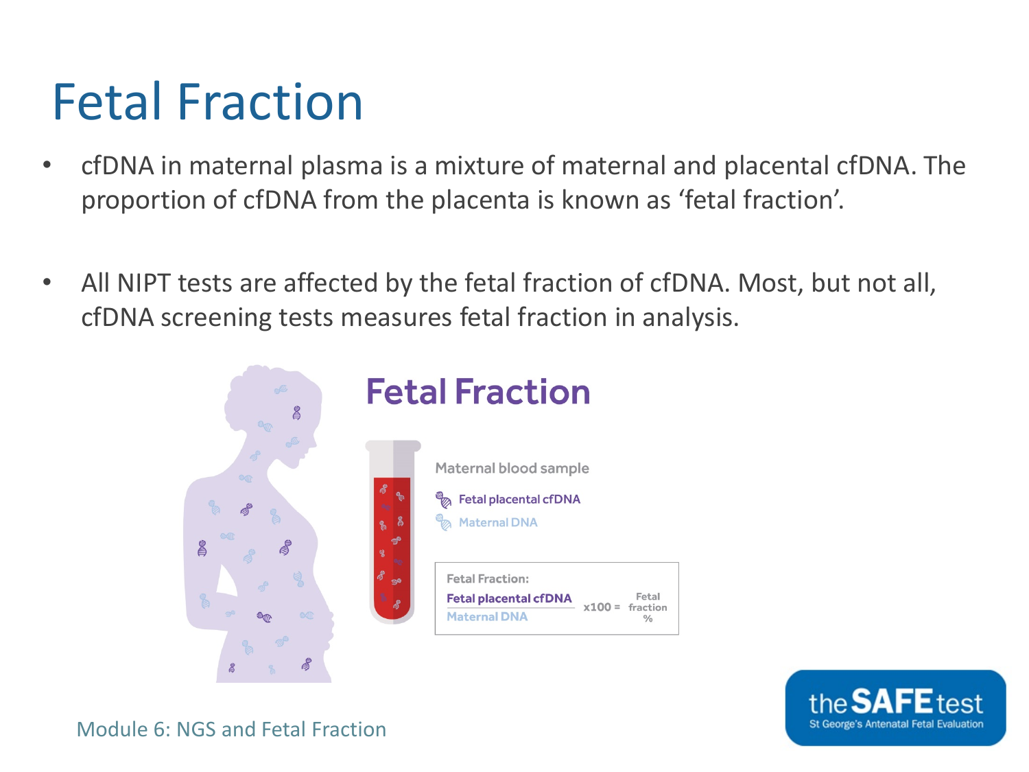# Fetal Fraction

- cfDNA in maternal plasma is a mixture of maternal and placental cfDNA. The proportion of cfDNA from the placenta is known as 'fetal fraction'.

- All NIPT tests are affected by the fetal fraction of cfDNA. Most, but not all, cfDNA screening tests measures fetal fraction in analysis.

## Fetal Fraction

Maternal blood sample

- Fetal placental cfDNA
- Maternal DNA

Fetal Fraction:

$$\frac{\text{Fetal placental cfDNA}}{\text{Maternal DNA}} \times 100 = \text{Fetal fraction } \%$$

Module 6: NGS and Fetal Fraction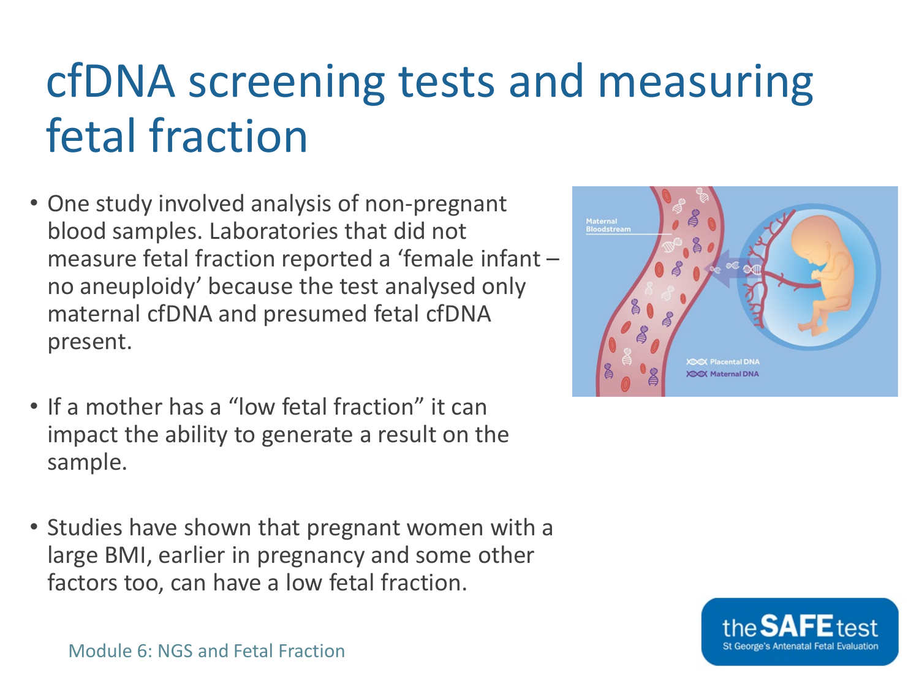# cfDNA screening tests and measuring fetal fraction

- One study involved analysis of non-pregnant blood samples. Laboratories that did not measure fetal fraction reported a 'female infant – no aneuploidy' because the test analysed only maternal cfDNA and presumed fetal cfDNA present.
- If a mother has a "low fetal fraction" it can impact the ability to generate a result on the sample.
- Studies have shown that pregnant women with a large BMI, earlier in pregnancy and some other factors too, can have a low fetal fraction.

Module 6: NGS and Fetal Fraction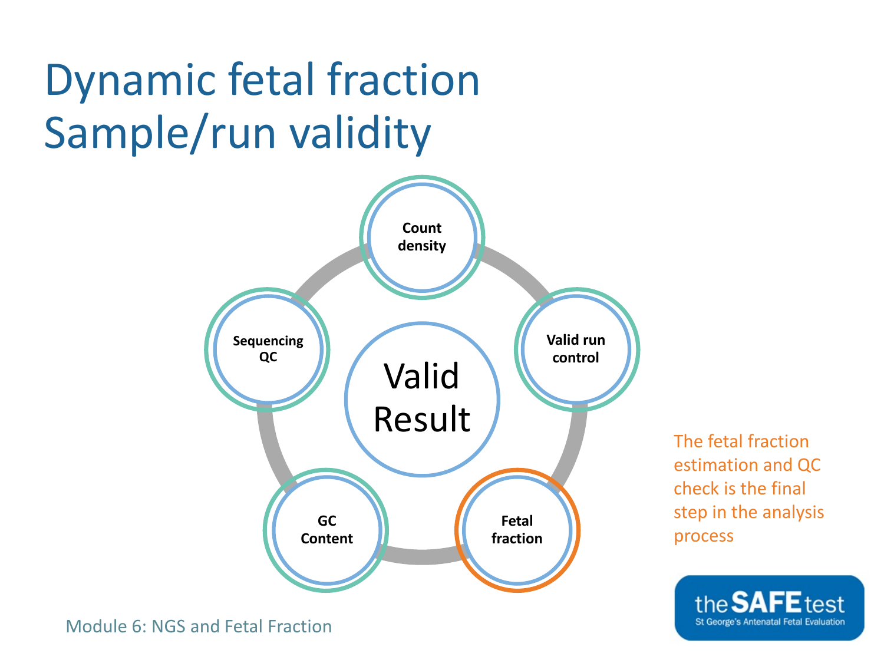# Dynamic fetal fraction
# Sample/run validity

Count density

Valid run control

Fetal fraction

GC Content

Sequencing QC

Valid Result

The fetal fraction estimation and QC check is the final step in the analysis process

Module 6: NGS and Fetal Fraction

the SAFE test
St George's Antenatal Fetal Evaluation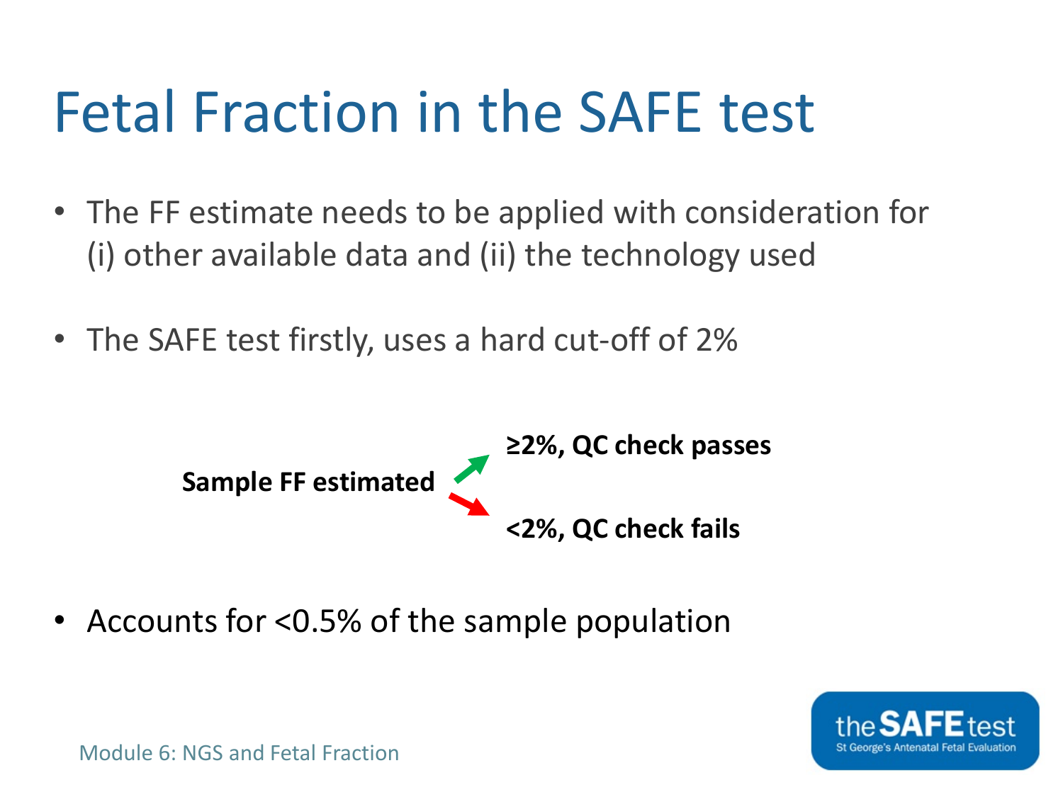# Fetal Fraction in the SAFE test

- The FF estimate needs to be applied with consideration for (i) other available data and (ii) the technology used
- The SAFE test firstly, uses a hard cut-off of 2%

**Sample FF estimated**
- **≥2%, QC check passes**
- **<2%, QC check fails**

- Accounts for <0.5% of the sample population

Module 6: NGS and Fetal Fraction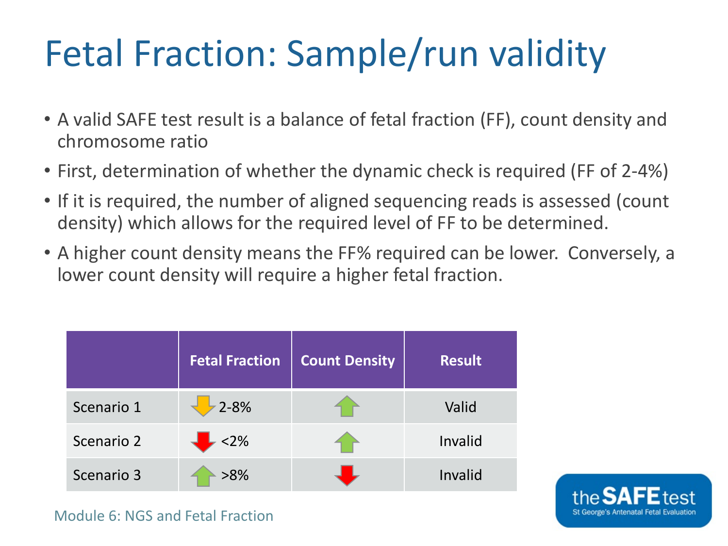# Fetal Fraction: Sample/run validity

- A valid SAFE test result is a balance of fetal fraction (FF), count density and chromosome ratio
- First, determination of whether the dynamic check is required (FF of 2-4%)
- If it is required, the number of aligned sequencing reads is assessed (count density) which allows for the required level of FF to be determined.
- A higher count density means the FF% required can be lower. Conversely, a lower count density will require a higher fetal fraction.

| | Fetal Fraction | Count Density | Result |
|---|---|---|---|
| Scenario 1 | ↓ 2-8% | ↑ | Valid |
| Scenario 2 | ↓ <2% | ↑ | Invalid |
| Scenario 3 | ↑ >8% | ↓ | Invalid |

Module 6: NGS and Fetal Fraction

the SAFE test
St George's Antenatal Fetal Evaluation